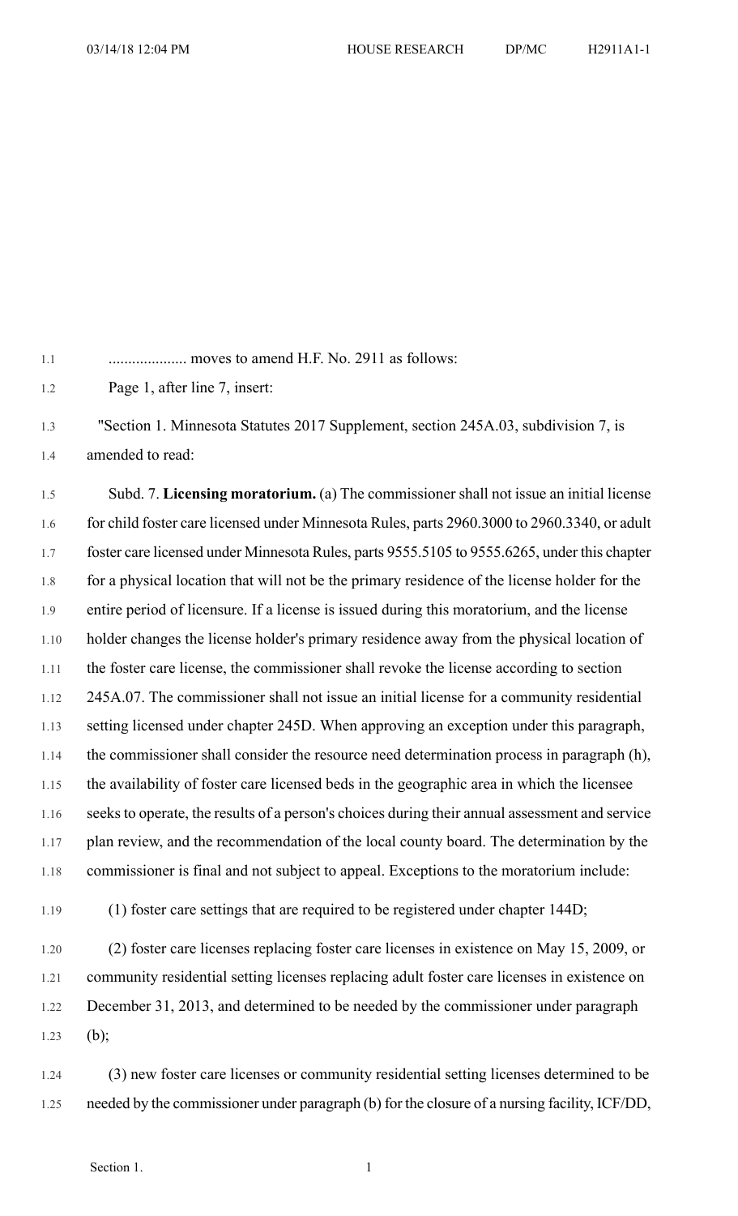.................... moves to amend H.F. No. 2911 as follows:

Page 1, after line 7, insert:

"Section 1. Minnesota Statutes 2017 Supplement, section 245A.03, subdivision 7, is amended to read:

Subd. 7. **Licensing moratorium.** (a) The commissioner shall not issue an initial license for child foster care licensed under Minnesota Rules, parts 2960.3000 to 2960.3340, or adult foster care licensed under Minnesota Rules, parts 9555.5105 to 9555.6265, under this chapter for a physical location that will not be the primary residence of the license holder for the entire period of licensure. If a license is issued during this moratorium, and the license holder changes the license holder's primary residence away from the physical location of the foster care license, the commissioner shall revoke the license according to section 245A.07. The commissioner shall not issue an initial license for a community residential setting licensed under chapter 245D. When approving an exception under this paragraph, the commissioner shall consider the resource need determination process in paragraph (h), the availability of foster care licensed beds in the geographic area in which the licensee seeks to operate, the results of a person's choices during their annual assessment and service plan review, and the recommendation of the local county board. The determination by the commissioner is final and not subject to appeal. Exceptions to the moratorium include:

(1) foster care settings that are required to be registered under chapter 144D;

(2) foster care licenses replacing foster care licenses in existence on May 15, 2009, or community residential setting licenses replacing adult foster care licenses in existence on December 31, 2013, and determined to be needed by the commissioner under paragraph (b);

(3) new foster care licenses or community residential setting licenses determined to be needed by the commissioner under paragraph (b) for the closure of a nursing facility, ICF/DD,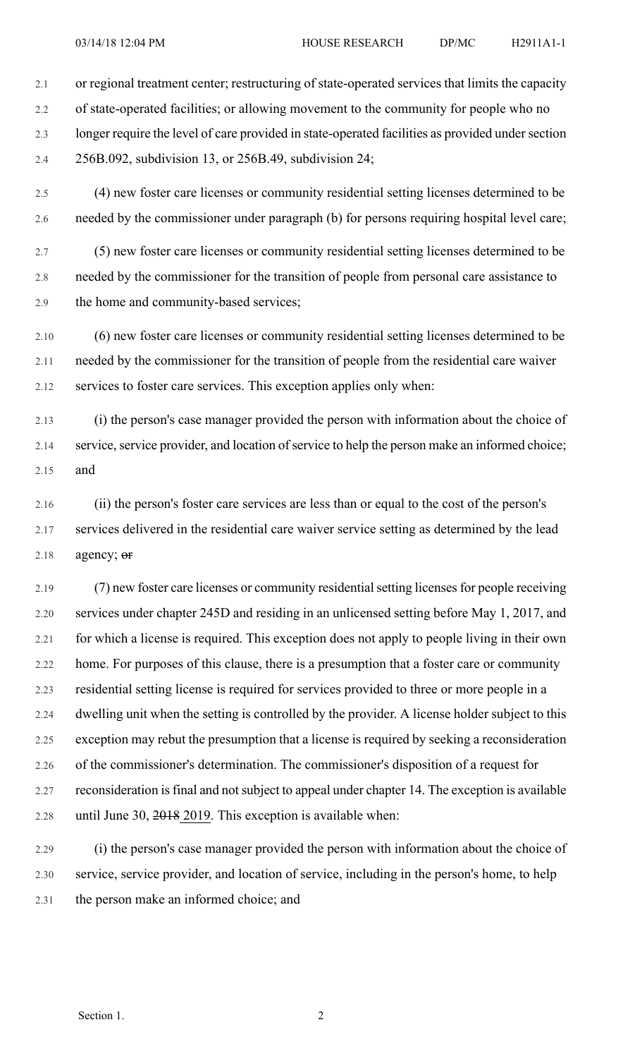or regional treatment center; restructuring of state-operated services that limits the capacity of state-operated facilities; or allowing movement to the community for people who no longer require the level of care provided in state-operated facilities as provided under section 256B.092, subdivision 13, or 256B.49, subdivision 24;

(4) new foster care licenses or community residential setting licenses determined to be needed by the commissioner under paragraph (b) for persons requiring hospital level care;

(5) new foster care licenses or community residential setting licenses determined to be needed by the commissioner for the transition of people from personal care assistance to the home and community-based services;

(6) new foster care licenses or community residential setting licenses determined to be needed by the commissioner for the transition of people from the residential care waiver services to foster care services. This exception applies only when:

(i) the person's case manager provided the person with information about the choice of service, service provider, and location of service to help the person make an informed choice; and

(ii) the person's foster care services are less than or equal to the cost of the person's services delivered in the residential care waiver service setting as determined by the lead agency; ~~or~~

(7) new foster care licenses or community residential setting licenses for people receiving services under chapter 245D and residing in an unlicensed setting before May 1, 2017, and for which a license is required. This exception does not apply to people living in their own home. For purposes of this clause, there is a presumption that a foster care or community residential setting license is required for services provided to three or more people in a dwelling unit when the setting is controlled by the provider. A license holder subject to this exception may rebut the presumption that a license is required by seeking a reconsideration of the commissioner's determination. The commissioner's disposition of a request for reconsideration is final and not subject to appeal under chapter 14. The exception is available until June 30, ~~2018~~ <u>2019</u>. This exception is available when:

(i) the person's case manager provided the person with information about the choice of service, service provider, and location of service, including in the person's home, to help the person make an informed choice; and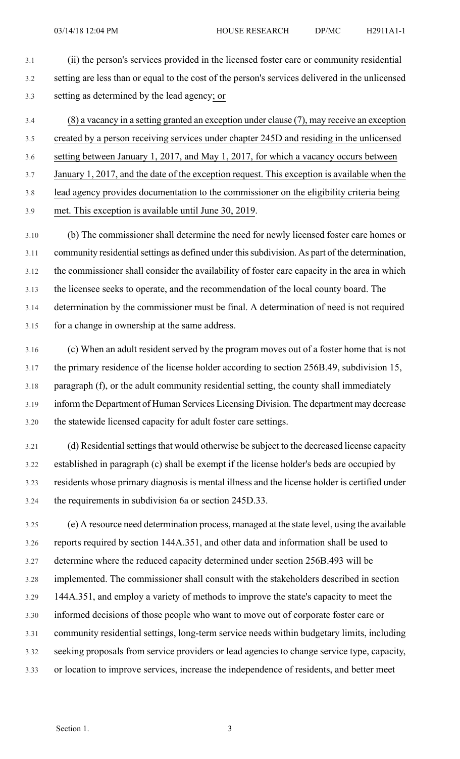(ii) the person's services provided in the licensed foster care or community residential setting are less than or equal to the cost of the person's services delivered in the unlicensed setting as determined by the lead agency; or

(8) a vacancy in a setting granted an exception under clause (7), may receive an exception created by a person receiving services under chapter 245D and residing in the unlicensed setting between January 1, 2017, and May 1, 2017, for which a vacancy occurs between January 1, 2017, and the date of the exception request. This exception is available when the lead agency provides documentation to the commissioner on the eligibility criteria being met. This exception is available until June 30, 2019.

(b) The commissioner shall determine the need for newly licensed foster care homes or community residential settings as defined under this subdivision. As part of the determination, the commissioner shall consider the availability of foster care capacity in the area in which the licensee seeks to operate, and the recommendation of the local county board. The determination by the commissioner must be final. A determination of need is not required for a change in ownership at the same address.

(c) When an adult resident served by the program moves out of a foster home that is not the primary residence of the license holder according to section 256B.49, subdivision 15, paragraph (f), or the adult community residential setting, the county shall immediately inform the Department of Human Services Licensing Division. The department may decrease the statewide licensed capacity for adult foster care settings.

(d) Residential settings that would otherwise be subject to the decreased license capacity established in paragraph (c) shall be exempt if the license holder's beds are occupied by residents whose primary diagnosis is mental illness and the license holder is certified under the requirements in subdivision 6a or section 245D.33.

(e) A resource need determination process, managed at the state level, using the available reports required by section 144A.351, and other data and information shall be used to determine where the reduced capacity determined under section 256B.493 will be implemented. The commissioner shall consult with the stakeholders described in section 144A.351, and employ a variety of methods to improve the state's capacity to meet the informed decisions of those people who want to move out of corporate foster care or community residential settings, long-term service needs within budgetary limits, including seeking proposals from service providers or lead agencies to change service type, capacity, or location to improve services, increase the independence of residents, and better meet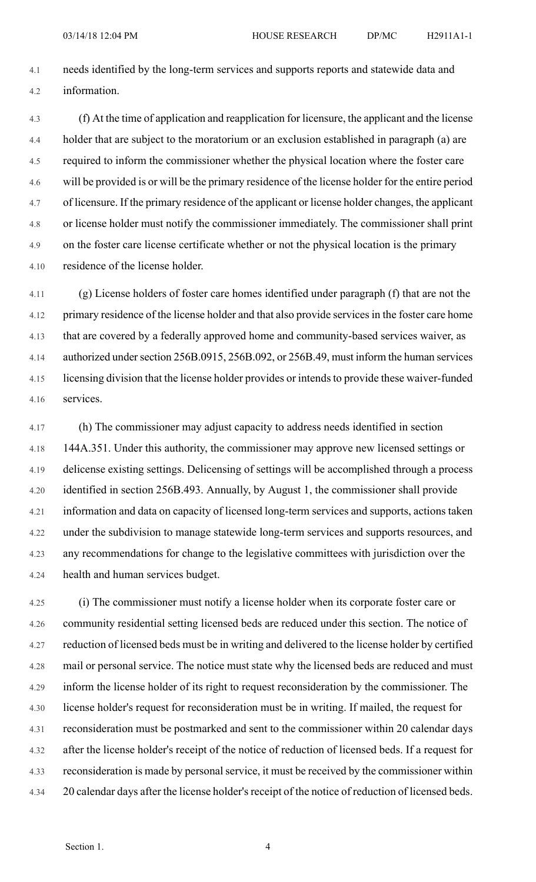needs identified by the long-term services and supports reports and statewide data and information.

(f) At the time of application and reapplication for licensure, the applicant and the license holder that are subject to the moratorium or an exclusion established in paragraph (a) are required to inform the commissioner whether the physical location where the foster care will be provided is or will be the primary residence of the license holder for the entire period of licensure. If the primary residence of the applicant or license holder changes, the applicant or license holder must notify the commissioner immediately. The commissioner shall print on the foster care license certificate whether or not the physical location is the primary residence of the license holder.

(g) License holders of foster care homes identified under paragraph (f) that are not the primary residence of the license holder and that also provide services in the foster care home that are covered by a federally approved home and community-based services waiver, as authorized under section 256B.0915, 256B.092, or 256B.49, must inform the human services licensing division that the license holder provides or intends to provide these waiver-funded services.

(h) The commissioner may adjust capacity to address needs identified in section 144A.351. Under this authority, the commissioner may approve new licensed settings or delicense existing settings. Delicensing of settings will be accomplished through a process identified in section 256B.493. Annually, by August 1, the commissioner shall provide information and data on capacity of licensed long-term services and supports, actions taken under the subdivision to manage statewide long-term services and supports resources, and any recommendations for change to the legislative committees with jurisdiction over the health and human services budget.

(i) The commissioner must notify a license holder when its corporate foster care or community residential setting licensed beds are reduced under this section. The notice of reduction of licensed beds must be in writing and delivered to the license holder by certified mail or personal service. The notice must state why the licensed beds are reduced and must inform the license holder of its right to request reconsideration by the commissioner. The license holder's request for reconsideration must be in writing. If mailed, the request for reconsideration must be postmarked and sent to the commissioner within 20 calendar days after the license holder's receipt of the notice of reduction of licensed beds. If a request for reconsideration is made by personal service, it must be received by the commissioner within 20 calendar days after the license holder's receipt of the notice of reduction of licensed beds.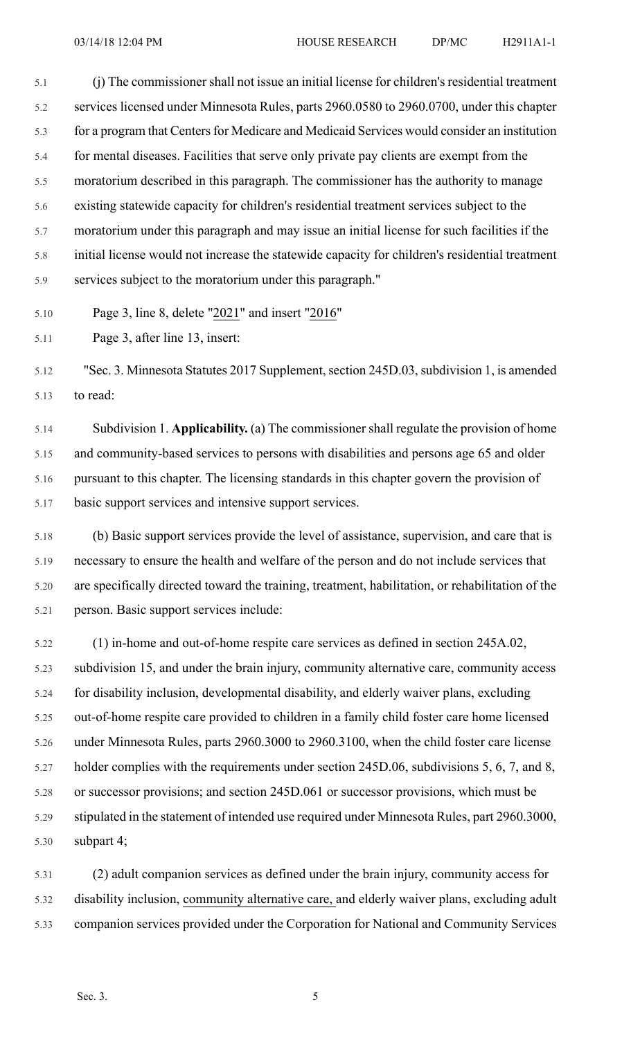(j) The commissioner shall not issue an initial license for children's residential treatment services licensed under Minnesota Rules, parts 2960.0580 to 2960.0700, under this chapter for a program that Centers for Medicare and Medicaid Services would consider an institution for mental diseases. Facilities that serve only private pay clients are exempt from the moratorium described in this paragraph. The commissioner has the authority to manage existing statewide capacity for children's residential treatment services subject to the moratorium under this paragraph and may issue an initial license for such facilities if the initial license would not increase the statewide capacity for children's residential treatment services subject to the moratorium under this paragraph."

Page 3, line 8, delete "2021" and insert "2016"

Page 3, after line 13, insert:

"Sec. 3. Minnesota Statutes 2017 Supplement, section 245D.03, subdivision 1, is amended to read:

Subdivision 1. **Applicability.** (a) The commissioner shall regulate the provision of home and community-based services to persons with disabilities and persons age 65 and older pursuant to this chapter. The licensing standards in this chapter govern the provision of basic support services and intensive support services.

(b) Basic support services provide the level of assistance, supervision, and care that is necessary to ensure the health and welfare of the person and do not include services that are specifically directed toward the training, treatment, habilitation, or rehabilitation of the person. Basic support services include:

(1) in-home and out-of-home respite care services as defined in section 245A.02, subdivision 15, and under the brain injury, community alternative care, community access for disability inclusion, developmental disability, and elderly waiver plans, excluding out-of-home respite care provided to children in a family child foster care home licensed under Minnesota Rules, parts 2960.3000 to 2960.3100, when the child foster care license holder complies with the requirements under section 245D.06, subdivisions 5, 6, 7, and 8, or successor provisions; and section 245D.061 or successor provisions, which must be stipulated in the statement of intended use required under Minnesota Rules, part 2960.3000, subpart 4;

(2) adult companion services as defined under the brain injury, community access for disability inclusion, community alternative care, and elderly waiver plans, excluding adult companion services provided under the Corporation for National and Community Services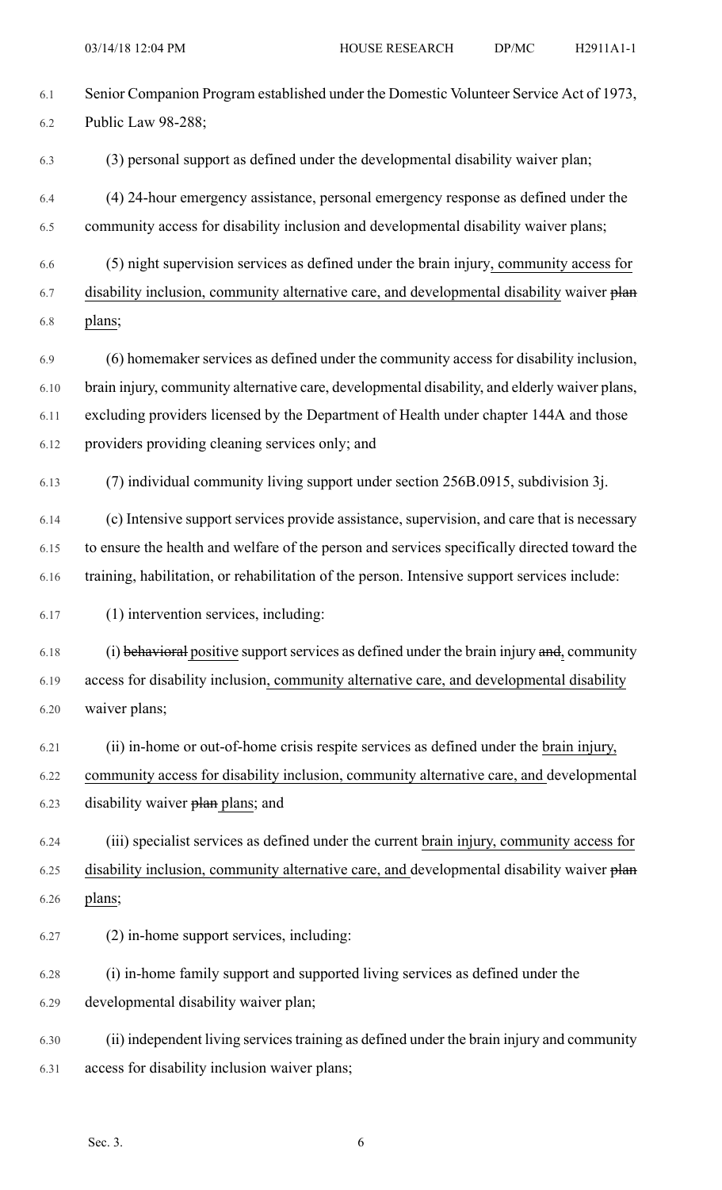Senior Companion Program established under the Domestic Volunteer Service Act of 1973, Public Law 98-288;

(3) personal support as defined under the developmental disability waiver plan;

(4) 24-hour emergency assistance, personal emergency response as defined under the community access for disability inclusion and developmental disability waiver plans;

(5) night supervision services as defined under the brain injury<u>, community access for disability inclusion, community alternative care, and developmental disability</u> waiver ~~plan~~ <u>plans</u>;

(6) homemaker services as defined under the community access for disability inclusion, brain injury, community alternative care, developmental disability, and elderly waiver plans, excluding providers licensed by the Department of Health under chapter 144A and those providers providing cleaning services only; and

(7) individual community living support under section 256B.0915, subdivision 3j.

(c) Intensive support services provide assistance, supervision, and care that is necessary to ensure the health and welfare of the person and services specifically directed toward the training, habilitation, or rehabilitation of the person. Intensive support services include:

(1) intervention services, including:

(i) ~~behavioral~~ <u>positive</u> support services as defined under the brain injury ~~and~~<u>,</u> community access for disability inclusion<u>, community alternative care, and developmental disability</u> waiver plans;

(ii) in-home or out-of-home crisis respite services as defined under the <u>brain injury, community access for disability inclusion, community alternative care, and</u> developmental disability waiver ~~plan~~ <u>plans</u>; and

(iii) specialist services as defined under the current <u>brain injury, community access for disability inclusion, community alternative care, and</u> developmental disability waiver ~~plan~~ <u>plans</u>;

(2) in-home support services, including:

(i) in-home family support and supported living services as defined under the developmental disability waiver plan;

(ii) independent living services training as defined under the brain injury and community access for disability inclusion waiver plans;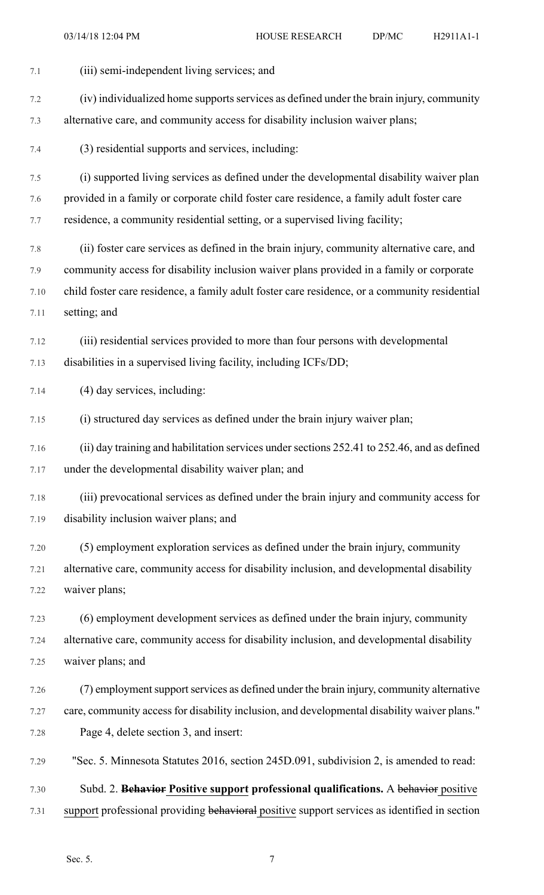(iii) semi-independent living services; and

(iv) individualized home supports services as defined under the brain injury, community alternative care, and community access for disability inclusion waiver plans;

(3) residential supports and services, including:

(i) supported living services as defined under the developmental disability waiver plan provided in a family or corporate child foster care residence, a family adult foster care residence, a community residential setting, or a supervised living facility;

(ii) foster care services as defined in the brain injury, community alternative care, and community access for disability inclusion waiver plans provided in a family or corporate child foster care residence, a family adult foster care residence, or a community residential setting; and

(iii) residential services provided to more than four persons with developmental disabilities in a supervised living facility, including ICFs/DD;

(4) day services, including:

(i) structured day services as defined under the brain injury waiver plan;

(ii) day training and habilitation services under sections 252.41 to 252.46, and as defined under the developmental disability waiver plan; and

(iii) prevocational services as defined under the brain injury and community access for disability inclusion waiver plans; and

(5) employment exploration services as defined under the brain injury, community alternative care, community access for disability inclusion, and developmental disability waiver plans;

(6) employment development services as defined under the brain injury, community alternative care, community access for disability inclusion, and developmental disability waiver plans; and

(7) employment support services as defined under the brain injury, community alternative care, community access for disability inclusion, and developmental disability waiver plans."

Page 4, delete section 3, and insert:

"Sec. 5. Minnesota Statutes 2016, section 245D.091, subdivision 2, is amended to read:

Subd. 2. ~~**Behavior**~~ **Positive support professional qualifications.** A ~~behavior~~ positive support professional providing ~~behavioral~~ positive support services as identified in section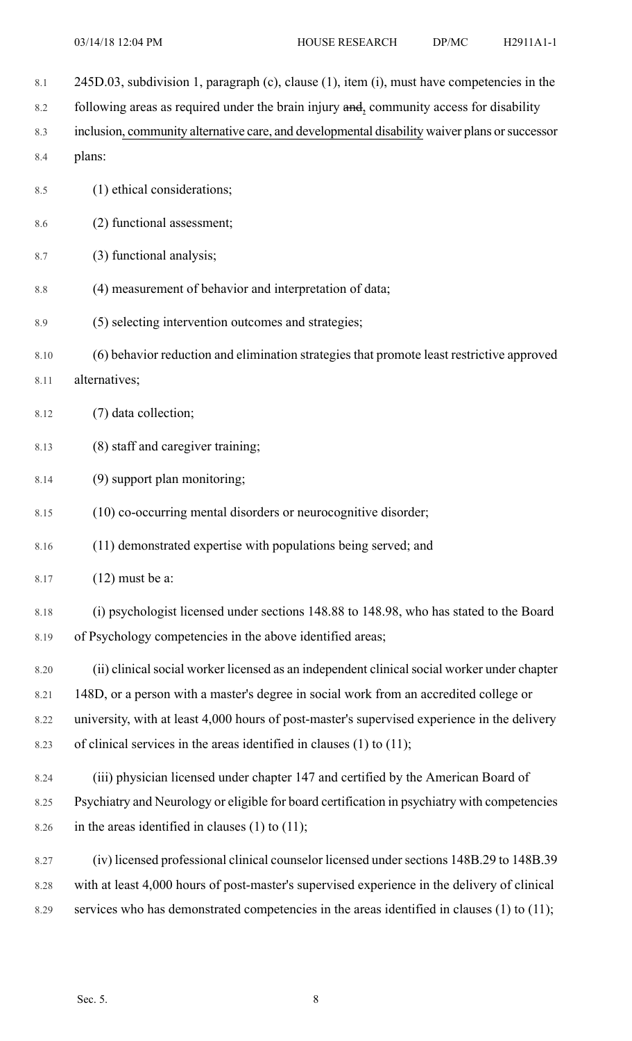245D.03, subdivision 1, paragraph (c), clause (1), item (i), must have competencies in the following areas as required under the brain injury ~~and~~, community access for disability inclusion, community alternative care, and developmental disability waiver plans or successor plans:

(1) ethical considerations;

(2) functional assessment;

(3) functional analysis;

(4) measurement of behavior and interpretation of data;

(5) selecting intervention outcomes and strategies;

(6) behavior reduction and elimination strategies that promote least restrictive approved alternatives;

(7) data collection;

(8) staff and caregiver training;

(9) support plan monitoring;

(10) co-occurring mental disorders or neurocognitive disorder;

(11) demonstrated expertise with populations being served; and

(12) must be a:

(i) psychologist licensed under sections 148.88 to 148.98, who has stated to the Board of Psychology competencies in the above identified areas;

(ii) clinical social worker licensed as an independent clinical social worker under chapter 148D, or a person with a master's degree in social work from an accredited college or university, with at least 4,000 hours of post-master's supervised experience in the delivery of clinical services in the areas identified in clauses (1) to (11);

(iii) physician licensed under chapter 147 and certified by the American Board of Psychiatry and Neurology or eligible for board certification in psychiatry with competencies in the areas identified in clauses (1) to (11);

(iv) licensed professional clinical counselor licensed under sections 148B.29 to 148B.39 with at least 4,000 hours of post-master's supervised experience in the delivery of clinical services who has demonstrated competencies in the areas identified in clauses (1) to (11);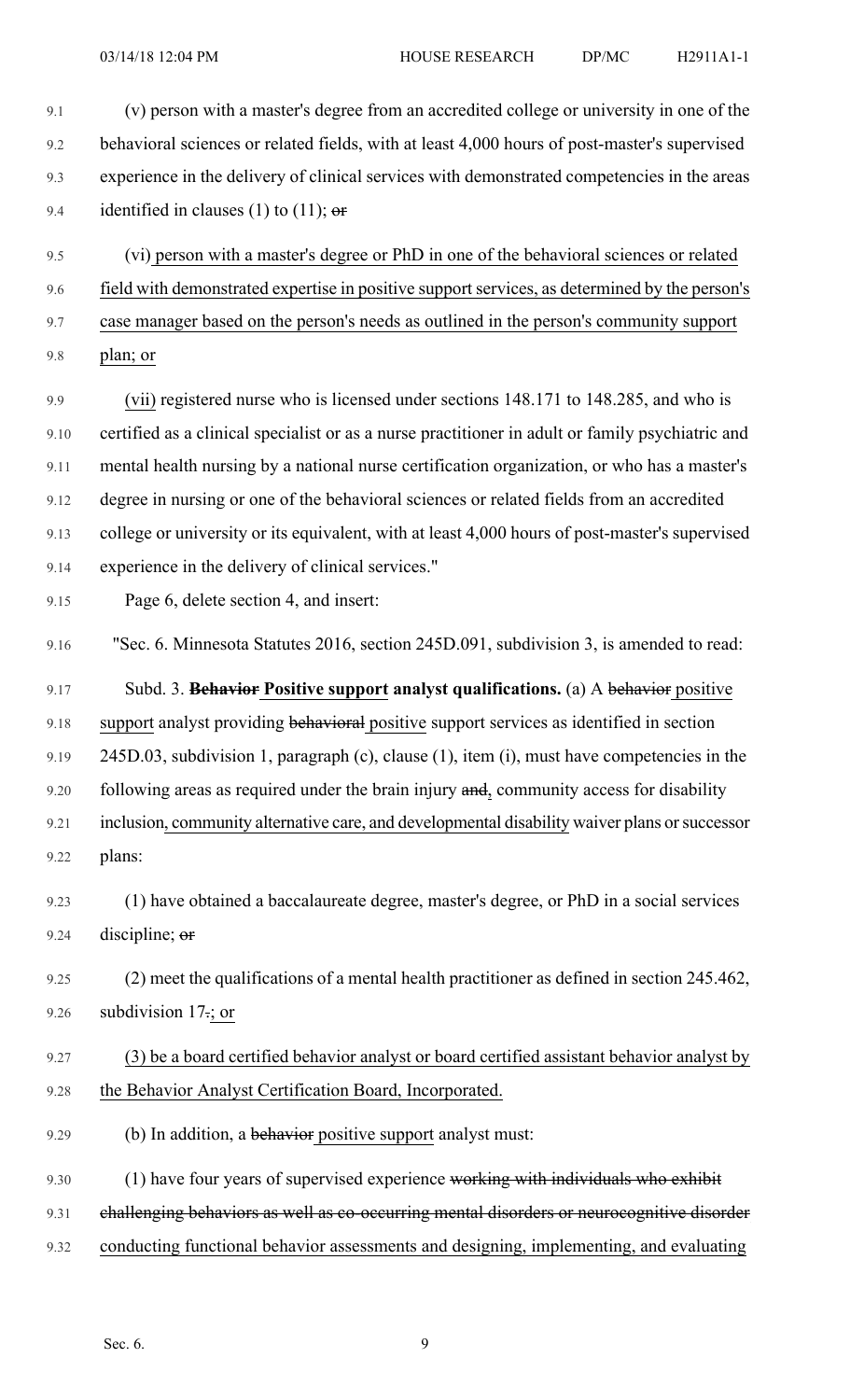(v) person with a master's degree from an accredited college or university in one of the behavioral sciences or related fields, with at least 4,000 hours of post-master's supervised experience in the delivery of clinical services with demonstrated competencies in the areas identified in clauses (1) to (11); ~~or~~

(vi) person with a master's degree or PhD in one of the behavioral sciences or related field with demonstrated expertise in positive support services, as determined by the person's case manager based on the person's needs as outlined in the person's community support plan; or

(vii) registered nurse who is licensed under sections 148.171 to 148.285, and who is certified as a clinical specialist or as a nurse practitioner in adult or family psychiatric and mental health nursing by a national nurse certification organization, or who has a master's degree in nursing or one of the behavioral sciences or related fields from an accredited college or university or its equivalent, with at least 4,000 hours of post-master's supervised experience in the delivery of clinical services."

Page 6, delete section 4, and insert:

"Sec. 6. Minnesota Statutes 2016, section 245D.091, subdivision 3, is amended to read:

Subd. 3. **~~Behavior~~ Positive support analyst qualifications.** (a) A ~~behavior~~ positive support analyst providing ~~behavioral~~ positive support services as identified in section 245D.03, subdivision 1, paragraph (c), clause (1), item (i), must have competencies in the following areas as required under the brain injury ~~and~~, community access for disability inclusion, community alternative care, and developmental disability waiver plans or successor plans:

(1) have obtained a baccalaureate degree, master's degree, or PhD in a social services discipline; ~~or~~

(2) meet the qualifications of a mental health practitioner as defined in section 245.462, subdivision 17~~.~~; or

(3) be a board certified behavior analyst or board certified assistant behavior analyst by the Behavior Analyst Certification Board, Incorporated.

(b) In addition, a ~~behavior~~ positive support analyst must:

(1) have four years of supervised experience ~~working with individuals who exhibit challenging behaviors as well as co-occurring mental disorders or neurocognitive disorder~~ conducting functional behavior assessments and designing, implementing, and evaluating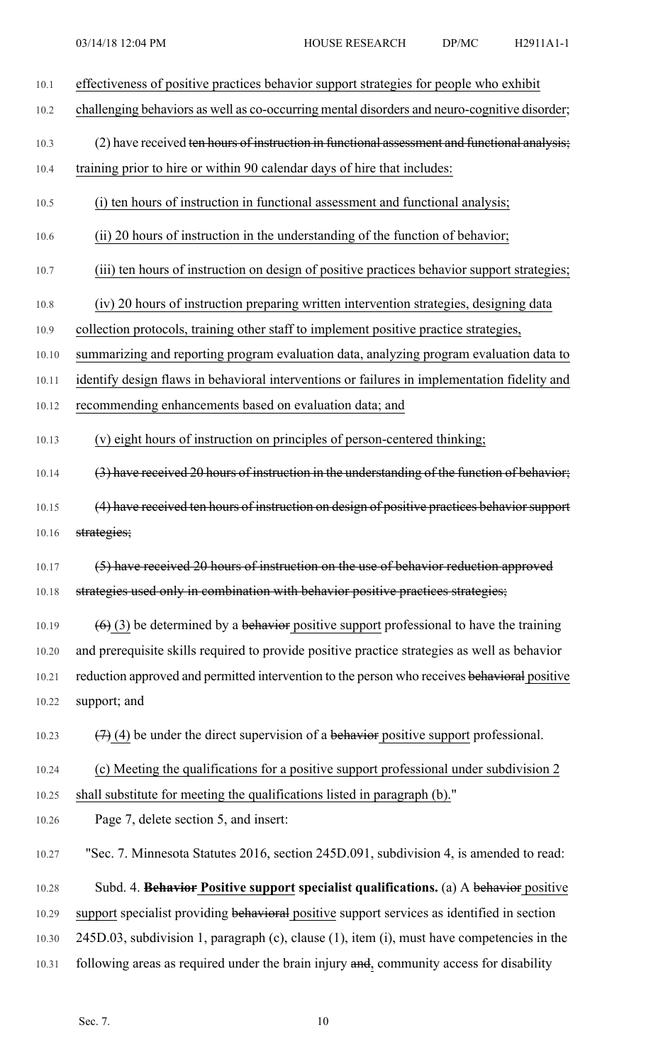effectiveness of positive practices behavior support strategies for people who exhibit challenging behaviors as well as co-occurring mental disorders and neuro-cognitive disorder;

(2) have received ~~ten hours of instruction in functional assessment and functional analysis;~~ training prior to hire or within 90 calendar days of hire that includes:

(i) ten hours of instruction in functional assessment and functional analysis;

(ii) 20 hours of instruction in the understanding of the function of behavior;

(iii) ten hours of instruction on design of positive practices behavior support strategies;

(iv) 20 hours of instruction preparing written intervention strategies, designing data collection protocols, training other staff to implement positive practice strategies, summarizing and reporting program evaluation data, analyzing program evaluation data to identify design flaws in behavioral interventions or failures in implementation fidelity and recommending enhancements based on evaluation data; and

(v) eight hours of instruction on principles of person-centered thinking;

~~(3) have received 20 hours of instruction in the understanding of the function of behavior;~~

~~(4) have received ten hours of instruction on design of positive practices behavior support strategies;~~

~~(5) have received 20 hours of instruction on the use of behavior reduction approved strategies used only in combination with behavior positive practices strategies;~~

~~(6)~~ (3) be determined by a ~~behavior~~ positive support professional to have the training and prerequisite skills required to provide positive practice strategies as well as behavior reduction approved and permitted intervention to the person who receives ~~behavioral~~ positive support; and

~~(7)~~ (4) be under the direct supervision of a ~~behavior~~ positive support professional.

(c) Meeting the qualifications for a positive support professional under subdivision 2 shall substitute for meeting the qualifications listed in paragraph (b)."

Page 7, delete section 5, and insert:

"Sec. 7. Minnesota Statutes 2016, section 245D.091, subdivision 4, is amended to read:

Subd. 4. **~~Behavior~~ Positive support specialist qualifications.** (a) A ~~behavior~~ positive support specialist providing ~~behavioral~~ positive support services as identified in section 245D.03, subdivision 1, paragraph (c), clause (1), item (i), must have competencies in the following areas as required under the brain injury ~~and~~, community access for disability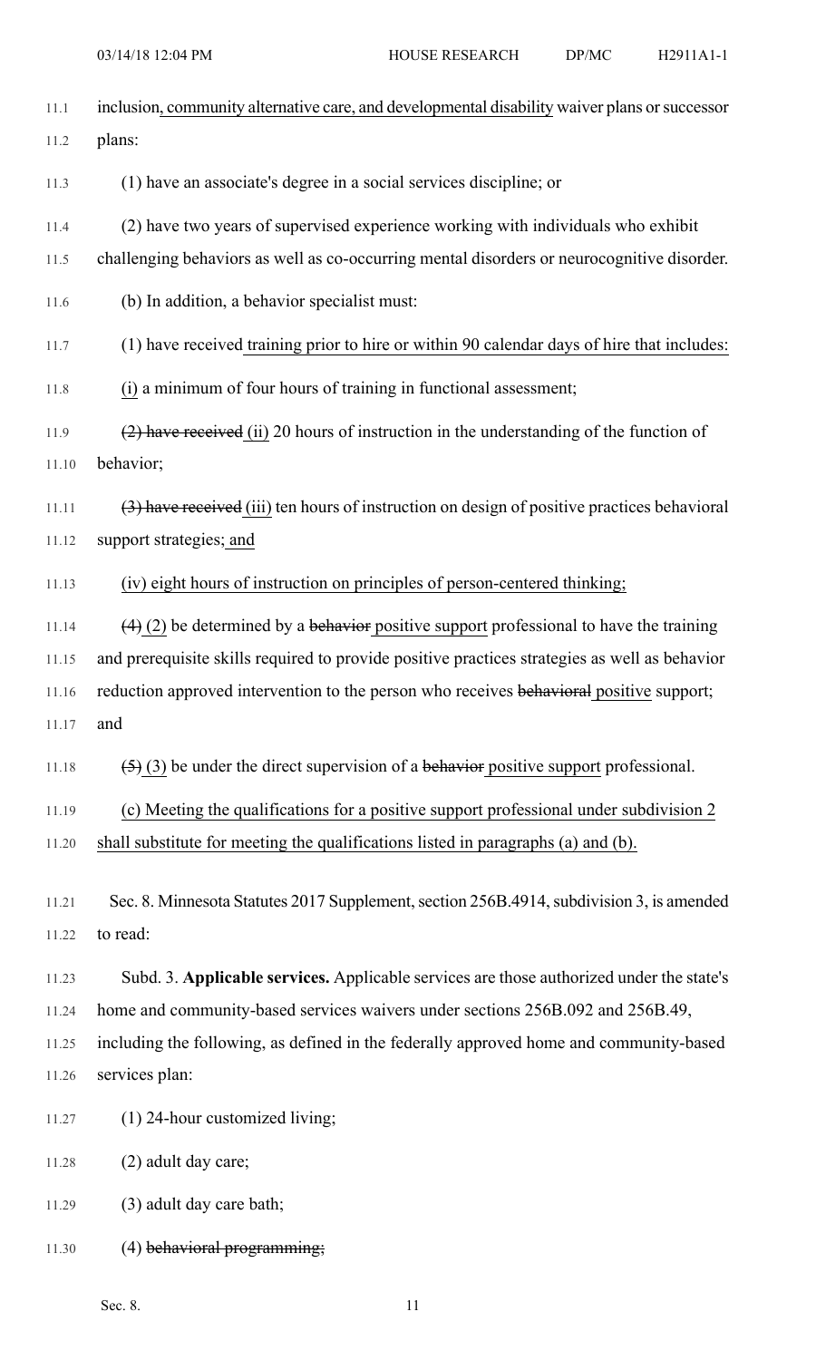inclusion, community alternative care, and developmental disability waiver plans or successor plans:

(1) have an associate's degree in a social services discipline; or

(2) have two years of supervised experience working with individuals who exhibit challenging behaviors as well as co-occurring mental disorders or neurocognitive disorder.

(b) In addition, a behavior specialist must:

(1) have received training prior to hire or within 90 calendar days of hire that includes:

(i) a minimum of four hours of training in functional assessment;

~~(2) have received~~ (ii) 20 hours of instruction in the understanding of the function of behavior;

~~(3) have received~~ (iii) ten hours of instruction on design of positive practices behavioral support strategies; and

(iv) eight hours of instruction on principles of person-centered thinking;

~~(4)~~ (2) be determined by a ~~behavior~~ positive support professional to have the training and prerequisite skills required to provide positive practices strategies as well as behavior reduction approved intervention to the person who receives ~~behavioral~~ positive support; and

~~(5)~~ (3) be under the direct supervision of a ~~behavior~~ positive support professional.

(c) Meeting the qualifications for a positive support professional under subdivision 2 shall substitute for meeting the qualifications listed in paragraphs (a) and (b).

Sec. 8. Minnesota Statutes 2017 Supplement, section 256B.4914, subdivision 3, is amended to read:

Subd. 3. **Applicable services.** Applicable services are those authorized under the state's home and community-based services waivers under sections 256B.092 and 256B.49, including the following, as defined in the federally approved home and community-based services plan:

(1) 24-hour customized living;

(2) adult day care;

(3) adult day care bath;

(4) ~~behavioral programming;~~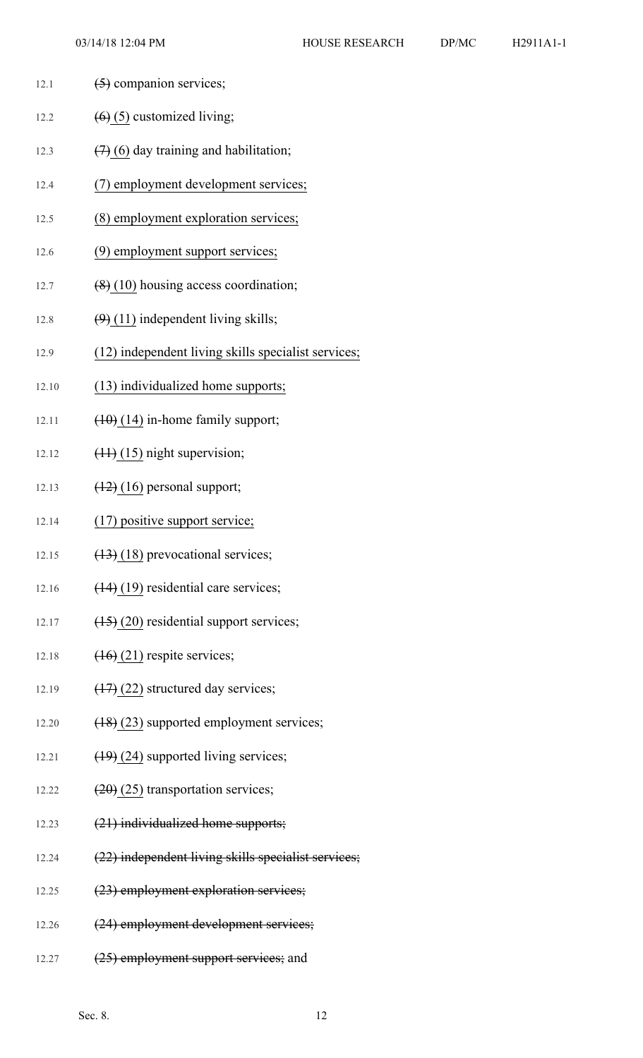~~(5)~~ companion services;

~~(6)~~ (5) customized living;

~~(7)~~ (6) day training and habilitation;

<u>(7) employment development services;</u>

<u>(8) employment exploration services;</u>

<u>(9) employment support services;</u>

~~(8)~~ <u>(10)</u> housing access coordination;

~~(9)~~ <u>(11)</u> independent living skills;

<u>(12) independent living skills specialist services;</u>

<u>(13) individualized home supports;</u>

~~(10)~~ <u>(14)</u> in-home family support;

~~(11)~~ <u>(15)</u> night supervision;

~~(12)~~ <u>(16)</u> personal support;

<u>(17) positive support service;</u>

~~(13)~~ <u>(18)</u> prevocational services;

~~(14)~~ <u>(19)</u> residential care services;

~~(15)~~ <u>(20)</u> residential support services;

~~(16)~~ <u>(21)</u> respite services;

~~(17)~~ <u>(22)</u> structured day services;

~~(18)~~ <u>(23)</u> supported employment services;

~~(19)~~ <u>(24)</u> supported living services;

~~(20)~~ <u>(25)</u> transportation services;

~~(21) individualized home supports;~~

~~(22) independent living skills specialist services;~~

~~(23) employment exploration services;~~

~~(24) employment development services;~~

~~(25) employment support services;~~ and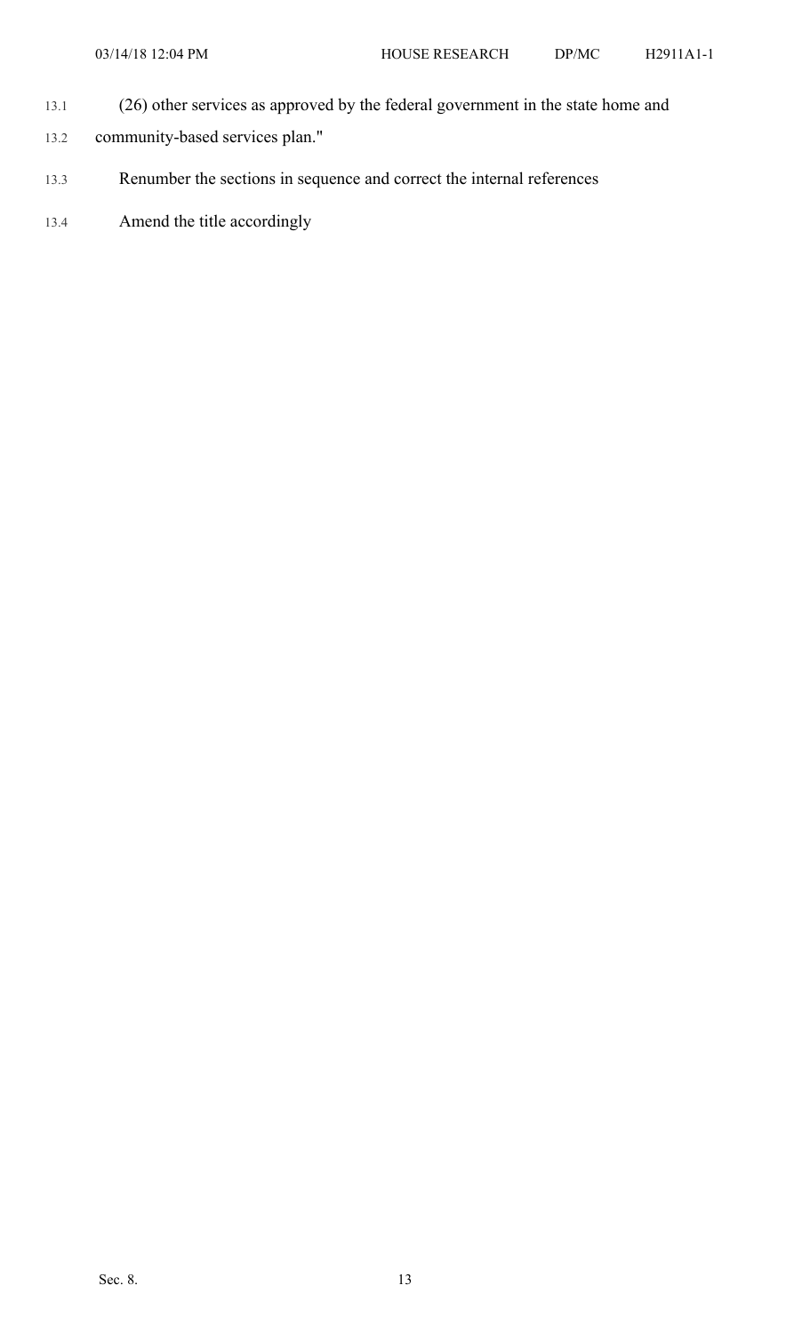(26) other services as approved by the federal government in the state home and community-based services plan."

Renumber the sections in sequence and correct the internal references

Amend the title accordingly